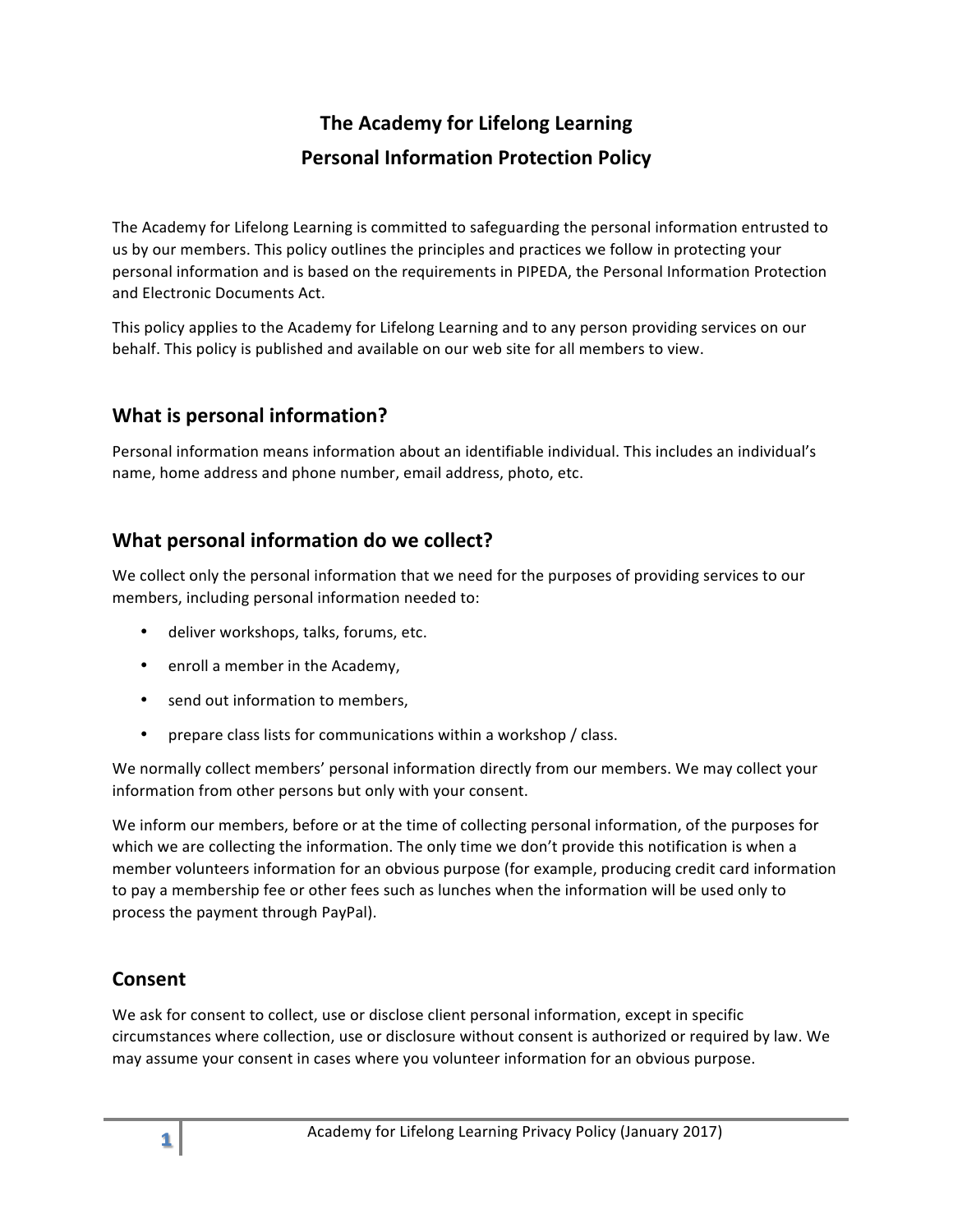# The Academy for Lifelong Learning
# Personal Information Protection Policy

The Academy for Lifelong Learning is committed to safeguarding the personal information entrusted to us by our members. This policy outlines the principles and practices we follow in protecting your personal information and is based on the requirements in PIPEDA, the Personal Information Protection and Electronic Documents Act.

This policy applies to the Academy for Lifelong Learning and to any person providing services on our behalf. This policy is published and available on our web site for all members to view.

## What is personal information?

Personal information means information about an identifiable individual. This includes an individual's name, home address and phone number, email address, photo, etc.

## What personal information do we collect?

We collect only the personal information that we need for the purposes of providing services to our members, including personal information needed to:

- deliver workshops, talks, forums, etc.
- enroll a member in the Academy,
- send out information to members,
- prepare class lists for communications within a workshop / class.

We normally collect members' personal information directly from our members. We may collect your information from other persons but only with your consent.

We inform our members, before or at the time of collecting personal information, of the purposes for which we are collecting the information. The only time we don't provide this notification is when a member volunteers information for an obvious purpose (for example, producing credit card information to pay a membership fee or other fees such as lunches when the information will be used only to process the payment through PayPal).

## Consent

We ask for consent to collect, use or disclose client personal information, except in specific circumstances where collection, use or disclosure without consent is authorized or required by law. We may assume your consent in cases where you volunteer information for an obvious purpose.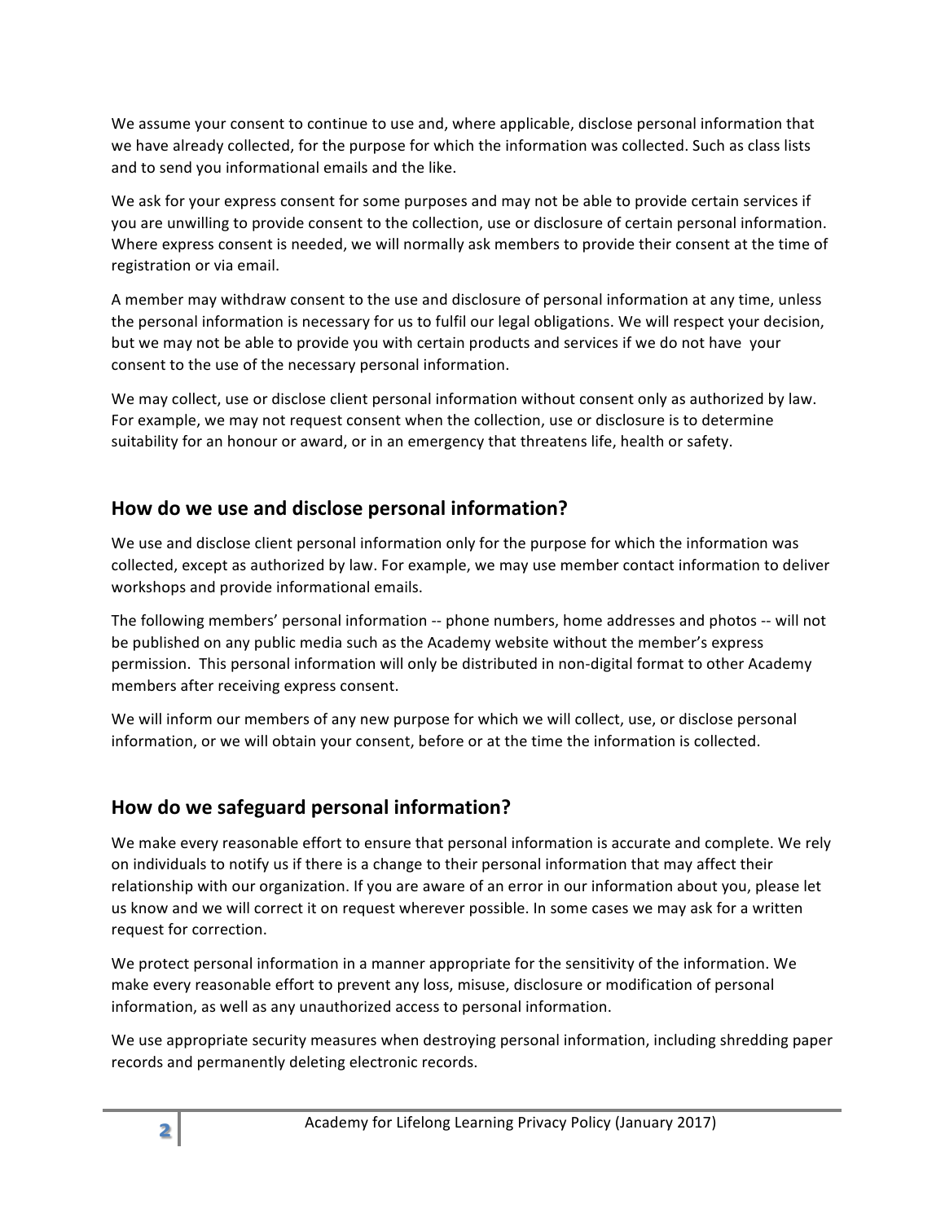We assume your consent to continue to use and, where applicable, disclose personal information that we have already collected, for the purpose for which the information was collected. Such as class lists and to send you informational emails and the like.

We ask for your express consent for some purposes and may not be able to provide certain services if you are unwilling to provide consent to the collection, use or disclosure of certain personal information. Where express consent is needed, we will normally ask members to provide their consent at the time of registration or via email.

A member may withdraw consent to the use and disclosure of personal information at any time, unless the personal information is necessary for us to fulfil our legal obligations. We will respect your decision, but we may not be able to provide you with certain products and services if we do not have your consent to the use of the necessary personal information.

We may collect, use or disclose client personal information without consent only as authorized by law. For example, we may not request consent when the collection, use or disclosure is to determine suitability for an honour or award, or in an emergency that threatens life, health or safety.

## How do we use and disclose personal information?

We use and disclose client personal information only for the purpose for which the information was collected, except as authorized by law. For example, we may use member contact information to deliver workshops and provide informational emails.

The following members' personal information -- phone numbers, home addresses and photos -- will not be published on any public media such as the Academy website without the member's express permission. This personal information will only be distributed in non-digital format to other Academy members after receiving express consent.

We will inform our members of any new purpose for which we will collect, use, or disclose personal information, or we will obtain your consent, before or at the time the information is collected.

## How do we safeguard personal information?

We make every reasonable effort to ensure that personal information is accurate and complete. We rely on individuals to notify us if there is a change to their personal information that may affect their relationship with our organization. If you are aware of an error in our information about you, please let us know and we will correct it on request wherever possible. In some cases we may ask for a written request for correction.

We protect personal information in a manner appropriate for the sensitivity of the information. We make every reasonable effort to prevent any loss, misuse, disclosure or modification of personal information, as well as any unauthorized access to personal information.

We use appropriate security measures when destroying personal information, including shredding paper records and permanently deleting electronic records.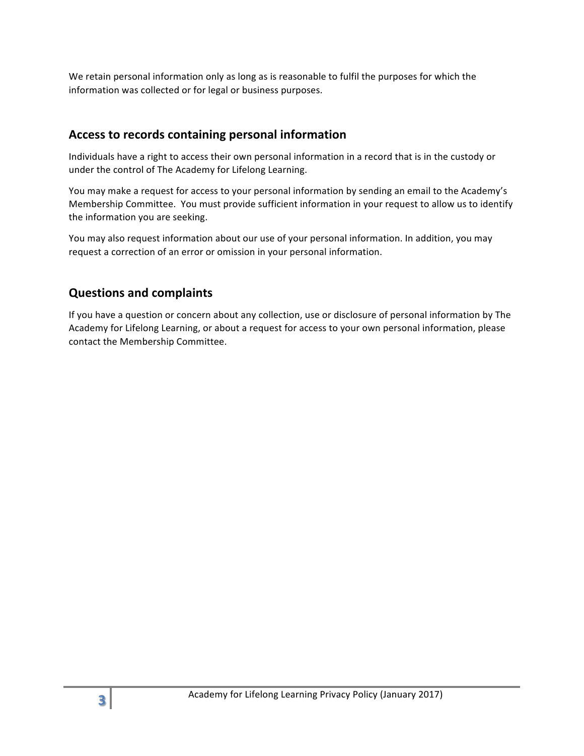We retain personal information only as long as is reasonable to fulfil the purposes for which the information was collected or for legal or business purposes.

## Access to records containing personal information

Individuals have a right to access their own personal information in a record that is in the custody or under the control of The Academy for Lifelong Learning.

You may make a request for access to your personal information by sending an email to the Academy's Membership Committee. You must provide sufficient information in your request to allow us to identify the information you are seeking.

You may also request information about our use of your personal information. In addition, you may request a correction of an error or omission in your personal information.

## Questions and complaints

If you have a question or concern about any collection, use or disclosure of personal information by The Academy for Lifelong Learning, or about a request for access to your own personal information, please contact the Membership Committee.